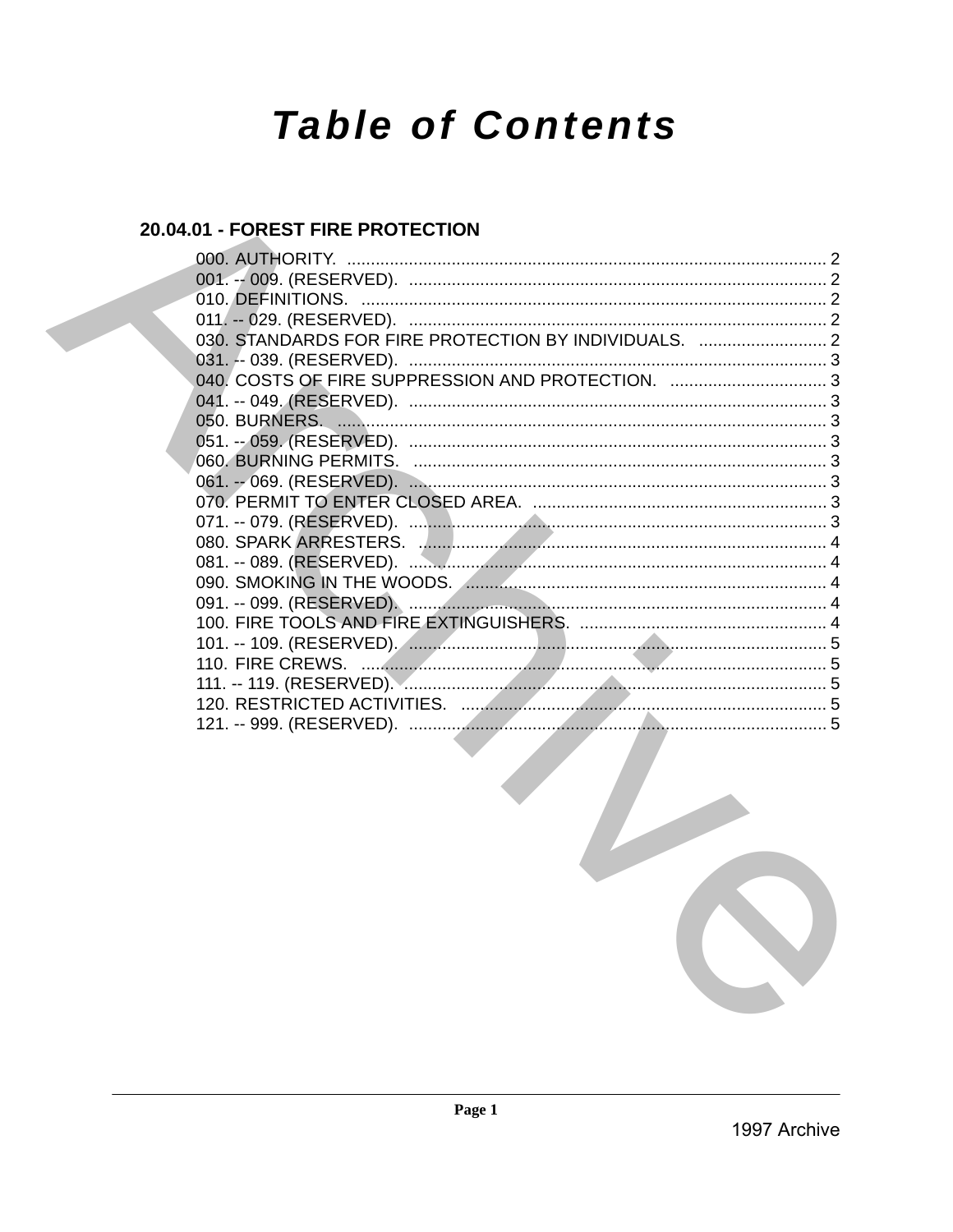# Table of Contents

## 20.04.01 - FOREST FIRE PROTECTION

000. AUTHORITY. .................................................................................................... 2
001. -- 009. (RESERVED). ........................................................................................ 2
010. DEFINITIONS. ................................................................................................. 2
011. -- 029. (RESERVED). ........................................................................................ 2
030. STANDARDS FOR FIRE PROTECTION BY INDIVIDUALS. ........................... 2
031. -- 039. (RESERVED). ........................................................................................ 3
040. COSTS OF FIRE SUPPRESSION AND PROTECTION. ................................. 3
041. -- 049. (RESERVED). ........................................................................................ 3
050. BURNERS. ....................................................................................................... 3
051. -- 059. (RESERVED). ........................................................................................ 3
060. BURNING PERMITS. ....................................................................................... 3
061. -- 069. (RESERVED). ........................................................................................ 3
070. PERMIT TO ENTER CLOSED AREA. .............................................................. 3
071. -- 079. (RESERVED). ........................................................................................ 3
080. SPARK ARRESTERS. ...................................................................................... 4
081. -- 089. (RESERVED). ........................................................................................ 4
090. SMOKING IN THE WOODS. ............................................................................ 4
091. -- 099. (RESERVED). ........................................................................................ 4
100. FIRE TOOLS AND FIRE EXTINGUISHERS. .................................................... 4
101. -- 109. (RESERVED). ........................................................................................ 5
110. FIRE CREWS. .................................................................................................. 5
111. -- 119. (RESERVED). ........................................................................................ 5
120. RESTRICTED ACTIVITIES. ............................................................................. 5
121. -- 999. (RESERVED). ........................................................................................ 5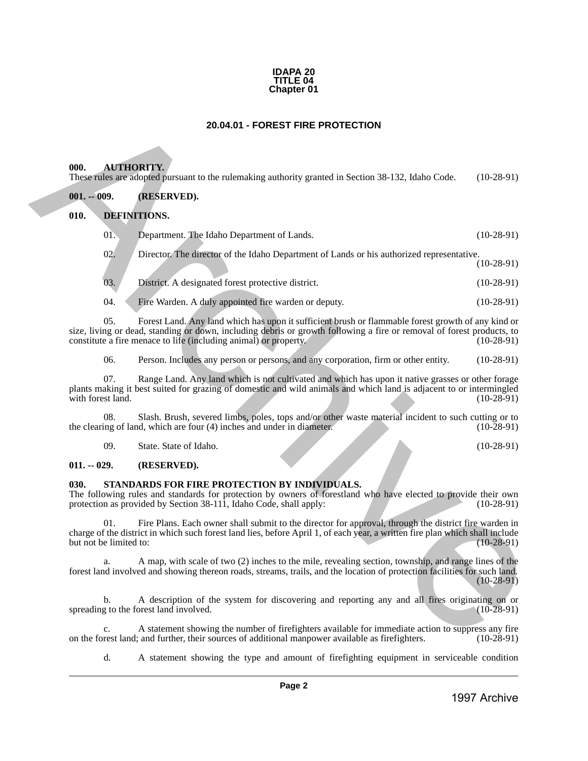**IDAPA 20**
**TITLE 04**
**Chapter 01**

## 20.04.01 - FOREST FIRE PROTECTION

**000. AUTHORITY.**
These rules are adopted pursuant to the rulemaking authority granted in Section 38-132, Idaho Code. (10-28-91)

**001. -- 009. (RESERVED).**

**010. DEFINITIONS.**

01. Department. The Idaho Department of Lands. (10-28-91)

02. Director. The director of the Idaho Department of Lands or his authorized representative. (10-28-91)

03. District. A designated forest protective district. (10-28-91)

04. Fire Warden. A duly appointed fire warden or deputy. (10-28-91)

05. Forest Land. Any land which has upon it sufficient brush or flammable forest growth of any kind or size, living or dead, standing or down, including debris or growth following a fire or removal of forest products, to constitute a fire menace to life (including animal) or property. (10-28-91)

06. Person. Includes any person or persons, and any corporation, firm or other entity. (10-28-91)

07. Range Land. Any land which is not cultivated and which has upon it native grasses or other forage plants making it best suited for grazing of domestic and wild animals and which land is adjacent to or intermingled with forest land. (10-28-91)

08. Slash. Brush, severed limbs, poles, tops and/or other waste material incident to such cutting or to the clearing of land, which are four (4) inches and under in diameter. (10-28-91)

09. State. State of Idaho. (10-28-91)

**011. -- 029. (RESERVED).**

**030. STANDARDS FOR FIRE PROTECTION BY INDIVIDUALS.**
The following rules and standards for protection by owners of forestland who have elected to provide their own protection as provided by Section 38-111, Idaho Code, shall apply: (10-28-91)

01. Fire Plans. Each owner shall submit to the director for approval, through the district fire warden in charge of the district in which such forest land lies, before April 1, of each year, a written fire plan which shall include but not be limited to: (10-28-91)

a. A map, with scale of two (2) inches to the mile, revealing section, township, and range lines of the forest land involved and showing thereon roads, streams, trails, and the location of protection facilities for such land. (10-28-91)

b. A description of the system for discovering and reporting any and all fires originating on or spreading to the forest land involved. (10-28-91)

c. A statement showing the number of firefighters available for immediate action to suppress any fire on the forest land; and further, their sources of additional manpower available as firefighters. (10-28-91)

d. A statement showing the type and amount of firefighting equipment in serviceable condition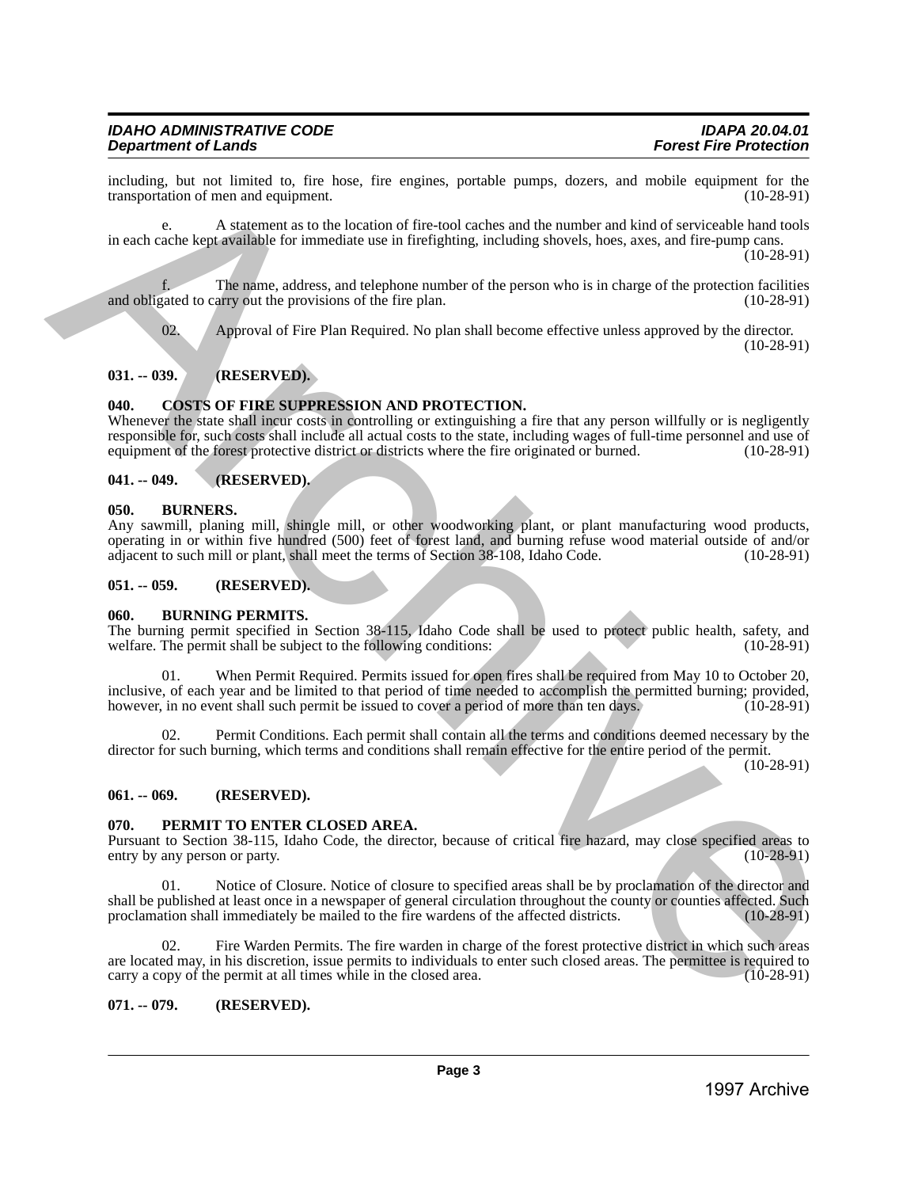including, but not limited to, fire hose, fire engines, portable pumps, dozers, and mobile equipment for the transportation of men and equipment. (10-28-91)

e. A statement as to the location of fire-tool caches and the number and kind of serviceable hand tools in each cache kept available for immediate use in firefighting, including shovels, hoes, axes, and fire-pump cans. (10-28-91)

f. The name, address, and telephone number of the person who is in charge of the protection facilities and obligated to carry out the provisions of the fire plan. (10-28-91)

02. Approval of Fire Plan Required. No plan shall become effective unless approved by the director. (10-28-91)

**031. -- 039. (RESERVED).**

**040. COSTS OF FIRE SUPPRESSION AND PROTECTION.**

Whenever the state shall incur costs in controlling or extinguishing a fire that any person willfully or is negligently responsible for, such costs shall include all actual costs to the state, including wages of full-time personnel and use of equipment of the forest protective district or districts where the fire originated or burned. (10-28-91)

**041. -- 049. (RESERVED).**

**050. BURNERS.**

Any sawmill, planing mill, shingle mill, or other woodworking plant, or plant manufacturing wood products, operating in or within five hundred (500) feet of forest land, and burning refuse wood material outside of and/or adjacent to such mill or plant, shall meet the terms of Section 38-108, Idaho Code. (10-28-91)

**051. -- 059. (RESERVED).**

**060. BURNING PERMITS.**

The burning permit specified in Section 38-115, Idaho Code shall be used to protect public health, safety, and welfare. The permit shall be subject to the following conditions: (10-28-91)

01. When Permit Required. Permits issued for open fires shall be required from May 10 to October 20, inclusive, of each year and be limited to that period of time needed to accomplish the permitted burning; provided, however, in no event shall such permit be issued to cover a period of more than ten days. (10-28-91)

02. Permit Conditions. Each permit shall contain all the terms and conditions deemed necessary by the director for such burning, which terms and conditions shall remain effective for the entire period of the permit. (10-28-91)

**061. -- 069. (RESERVED).**

**070. PERMIT TO ENTER CLOSED AREA.**

Pursuant to Section 38-115, Idaho Code, the director, because of critical fire hazard, may close specified areas to entry by any person or party. (10-28-91)

01. Notice of Closure. Notice of closure to specified areas shall be by proclamation of the director and shall be published at least once in a newspaper of general circulation throughout the county or counties affected. Such proclamation shall immediately be mailed to the fire wardens of the affected districts. (10-28-91)

02. Fire Warden Permits. The fire warden in charge of the forest protective district in which such areas are located may, in his discretion, issue permits to individuals to enter such closed areas. The permittee is required to carry a copy of the permit at all times while in the closed area. (10-28-91)

**071. -- 079. (RESERVED).**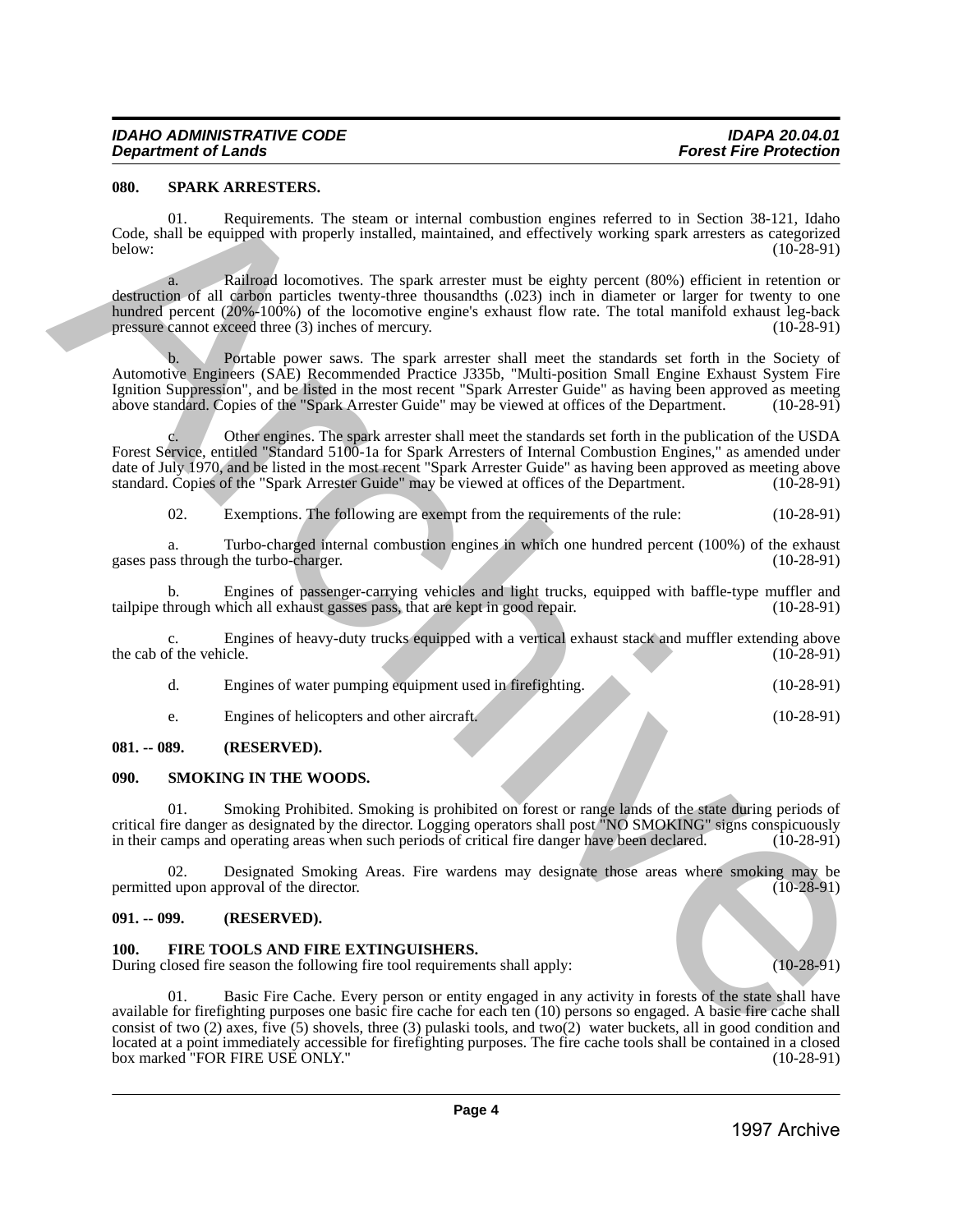### 080. SPARK ARRESTERS.

01. Requirements. The steam or internal combustion engines referred to in Section 38-121, Idaho Code, shall be equipped with properly installed, maintained, and effectively working spark arresters as categorized below: (10-28-91)

a. Railroad locomotives. The spark arrester must be eighty percent (80%) efficient in retention or destruction of all carbon particles twenty-three thousandths (.023) inch in diameter or larger for twenty to one hundred percent (20%-100%) of the locomotive engine's exhaust flow rate. The total manifold exhaust leg-back pressure cannot exceed three (3) inches of mercury. (10-28-91)

b. Portable power saws. The spark arrester shall meet the standards set forth in the Society of Automotive Engineers (SAE) Recommended Practice J335b, "Multi-position Small Engine Exhaust System Fire Ignition Suppression", and be listed in the most recent "Spark Arrester Guide" as having been approved as meeting above standard. Copies of the "Spark Arrester Guide" may be viewed at offices of the Department. (10-28-91)

c. Other engines. The spark arrester shall meet the standards set forth in the publication of the USDA Forest Service, entitled "Standard 5100-1a for Spark Arresters of Internal Combustion Engines," as amended under date of July 1970, and be listed in the most recent "Spark Arrester Guide" as having been approved as meeting above standard. Copies of the "Spark Arrester Guide" may be viewed at offices of the Department. (10-28-91)

02. Exemptions. The following are exempt from the requirements of the rule: (10-28-91)

a. Turbo-charged internal combustion engines in which one hundred percent (100%) of the exhaust gases pass through the turbo-charger. (10-28-91)

b. Engines of passenger-carrying vehicles and light trucks, equipped with baffle-type muffler and tailpipe through which all exhaust gasses pass, that are kept in good repair. (10-28-91)

c. Engines of heavy-duty trucks equipped with a vertical exhaust stack and muffler extending above the cab of the vehicle. (10-28-91)

d. Engines of water pumping equipment used in firefighting. (10-28-91)

e. Engines of helicopters and other aircraft. (10-28-91)

### 081. -- 089. (RESERVED).

### 090. SMOKING IN THE WOODS.

01. Smoking Prohibited. Smoking is prohibited on forest or range lands of the state during periods of critical fire danger as designated by the director. Logging operators shall post "NO SMOKING" signs conspicuously in their camps and operating areas when such periods of critical fire danger have been declared. (10-28-91)

02. Designated Smoking Areas. Fire wardens may designate those areas where smoking may be permitted upon approval of the director. (10-28-91)

### 091. -- 099. (RESERVED).

### 100. FIRE TOOLS AND FIRE EXTINGUISHERS.

During closed fire season the following fire tool requirements shall apply: (10-28-91)

01. Basic Fire Cache. Every person or entity engaged in any activity in forests of the state shall have available for firefighting purposes one basic fire cache for each ten (10) persons so engaged. A basic fire cache shall consist of two (2) axes, five (5) shovels, three (3) pulaski tools, and two(2) water buckets, all in good condition and located at a point immediately accessible for firefighting purposes. The fire cache tools shall be contained in a closed box marked "FOR FIRE USE ONLY." (10-28-91)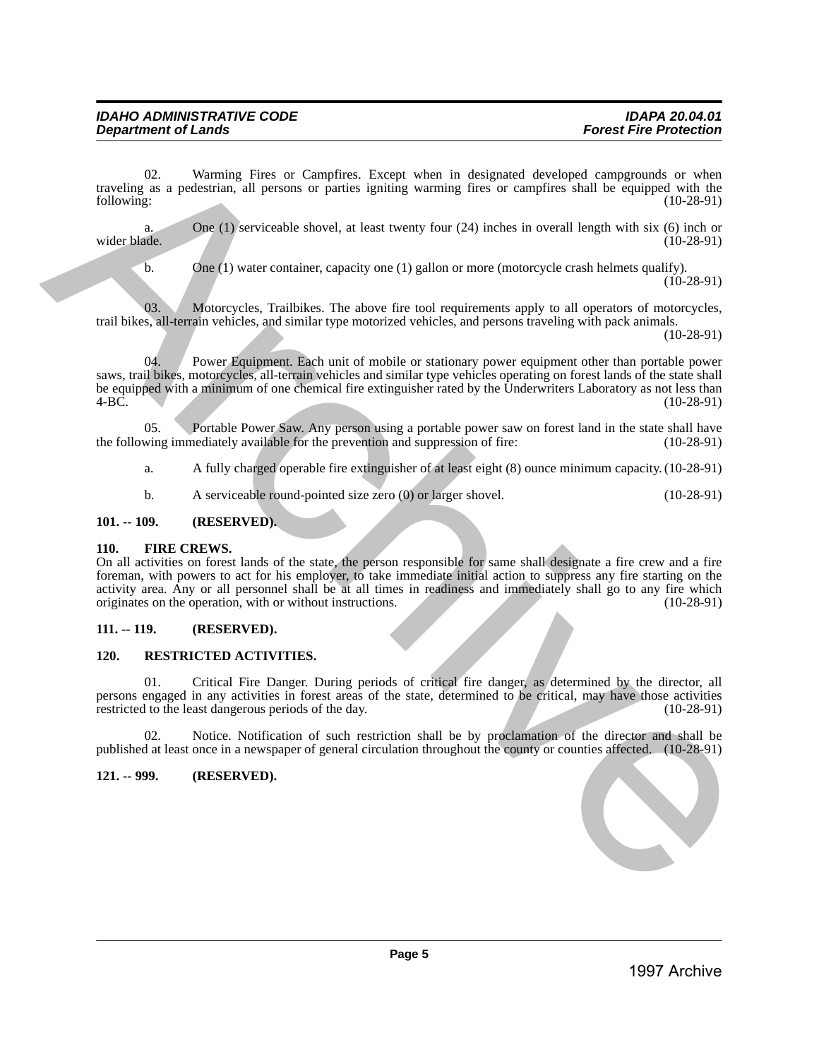02. Warming Fires or Campfires. Except when in designated developed campgrounds or when traveling as a pedestrian, all persons or parties igniting warming fires or campfires shall be equipped with the following: (10-28-91)

a. One (1) serviceable shovel, at least twenty four (24) inches in overall length with six (6) inch or wider blade. (10-28-91)

b. One (1) water container, capacity one (1) gallon or more (motorcycle crash helmets qualify). (10-28-91)

03. Motorcycles, Trailbikes. The above fire tool requirements apply to all operators of motorcycles, trail bikes, all-terrain vehicles, and similar type motorized vehicles, and persons traveling with pack animals. (10-28-91)

04. Power Equipment. Each unit of mobile or stationary power equipment other than portable power saws, trail bikes, motorcycles, all-terrain vehicles and similar type vehicles operating on forest lands of the state shall be equipped with a minimum of one chemical fire extinguisher rated by the Underwriters Laboratory as not less than 4-BC. (10-28-91)

05. Portable Power Saw. Any person using a portable power saw on forest land in the state shall have the following immediately available for the prevention and suppression of fire: (10-28-91)

a. A fully charged operable fire extinguisher of at least eight (8) ounce minimum capacity. (10-28-91)

b. A serviceable round-pointed size zero (0) or larger shovel. (10-28-91)

**101. -- 109. (RESERVED).**

**110. FIRE CREWS.**

On all activities on forest lands of the state, the person responsible for same shall designate a fire crew and a fire foreman, with powers to act for his employer, to take immediate initial action to suppress any fire starting on the activity area. Any or all personnel shall be at all times in readiness and immediately shall go to any fire which originates on the operation, with or without instructions. (10-28-91)

**111. -- 119. (RESERVED).**

**120. RESTRICTED ACTIVITIES.**

01. Critical Fire Danger. During periods of critical fire danger, as determined by the director, all persons engaged in any activities in forest areas of the state, determined to be critical, may have those activities restricted to the least dangerous periods of the day. (10-28-91)

02. Notice. Notification of such restriction shall be by proclamation of the director and shall be published at least once in a newspaper of general circulation throughout the county or counties affected. (10-28-91)

**121. -- 999. (RESERVED).**